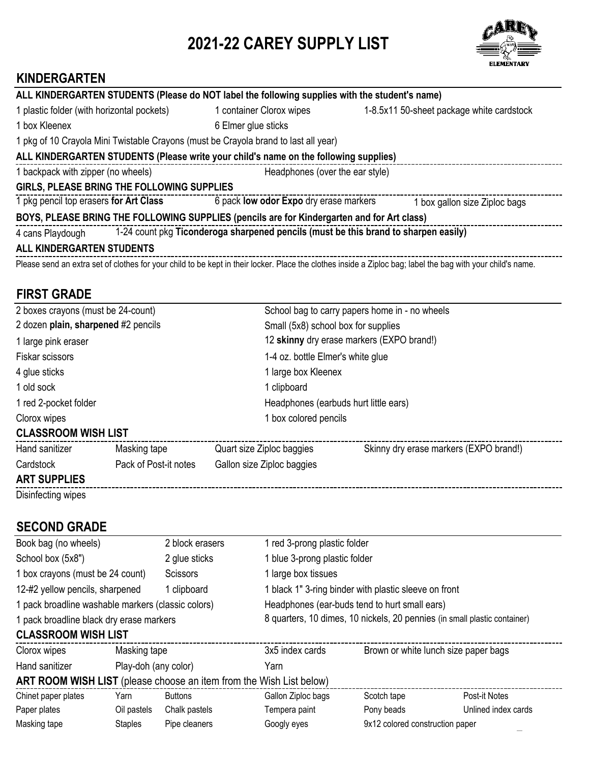# 2021-22 CAREY SUPPLY LIST

## KINDERGARTEN

**ALL KINDERGARTEN STUDENTS (Please do NOT label the following supplies with the student's name)**

- 1 plastic folder (with horizontal pockets)
- 1 container Clorox wipes
- 1-8.5x11 50-sheet package white cardstock
- 1 box Kleenex
- 6 Elmer glue sticks
- 1 pkg of 10 Crayola Mini Twistable Crayons (must be Crayola brand to last all year)

**ALL KINDERGARTEN STUDENTS (Please write your child's name on the following supplies)**

- 1 backpack with zipper (no wheels)
- Headphones (over the ear style)

**GIRLS, PLEASE BRING THE FOLLOWING SUPPLIES**

- 1 pkg pencil top erasers **for Art Class**
- 6 pack **low odor Expo** dry erase markers
- 1 box gallon size Ziploc bags

**BOYS, PLEASE BRING THE FOLLOWING SUPPLIES (pencils are for Kindergarten and for Art class)**

- 4 cans Playdough
- 1-24 count pkg **Ticonderoga sharpened pencils (must be this brand to sharpen easily)**

**ALL KINDERGARTEN STUDENTS**

Please send an extra set of clothes for your child to be kept in their locker. Place the clothes inside a Ziploc bag; label the bag with your child's name.

## FIRST GRADE

- 2 boxes crayons (must be 24-count)
- 2 dozen **plain, sharpened** #2 pencils
- 1 large pink eraser
- Fiskar scissors
- 4 glue sticks
- 1 old sock
- 1 red 2-pocket folder
- Clorox wipes
- School bag to carry papers home in - no wheels
- Small (5x8) school box for supplies
- 12 **skinny** dry erase markers (EXPO brand!)
- 1-4 oz. bottle Elmer's white glue
- 1 large box Kleenex
- 1 clipboard
- Headphones (earbuds hurt little ears)
- 1 box colored pencils

**CLASSROOM WISH LIST**

- Hand sanitizer
- Masking tape
- Quart size Ziploc baggies
- Skinny dry erase markers (EXPO brand!)
- Cardstock
- Pack of Post-it notes
- Gallon size Ziploc baggies

**ART SUPPLIES**

- Disinfecting wipes

## SECOND GRADE

- Book bag (no wheels)
- School box (5x8")
- 1 box crayons (must be 24 count)
- 12-#2 yellow pencils, sharpened
- 1 pack broadline washable markers (classic colors)
- 1 pack broadline black dry erase markers
- 2 block erasers
- 2 glue sticks
- Scissors
- 1 clipboard
- 1 red 3-prong plastic folder
- 1 blue 3-prong plastic folder
- 1 large box tissues
- 1 black 1" 3-ring binder with plastic sleeve on front
- Headphones (ear-buds tend to hurt small ears)
- 8 quarters, 10 dimes, 10 nickels, 20 pennies (in small plastic container)

**CLASSROOM WISH LIST**

- Clorox wipes
- Masking tape
- 3x5 index cards
- Brown or white lunch size paper bags
- Hand sanitizer
- Play-doh (any color)
- Yarn

**ART ROOM WISH LIST** (please choose an item from the Wish List below)

| | | | | | |
|---|---|---|---|---|---|
| Chinet paper plates | Yarn | Buttons | Gallon Ziploc bags | Scotch tape | Post-it Notes |
| Paper plates | Oil pastels | Chalk pastels | Tempera paint | Pony beads | Unlined index cards |
| Masking tape | Staples | Pipe cleaners | Googly eyes | 9x12 colored construction paper | |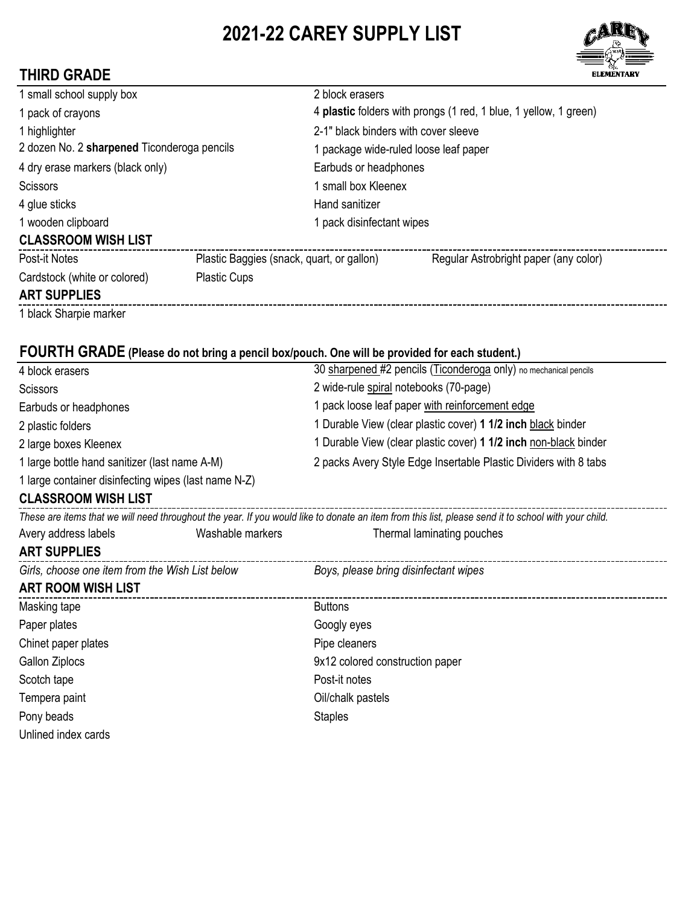# 2021-22 CAREY SUPPLY LIST

## THIRD GRADE

- 1 small school supply box
- 1 pack of crayons
- 1 highlighter
- 2 dozen No. 2 **sharpened** Ticonderoga pencils
- 4 dry erase markers (black only)
- Scissors
- 4 glue sticks
- 1 wooden clipboard
- 2 block erasers
- 4 **plastic** folders with prongs (1 red, 1 blue, 1 yellow, 1 green)
- 2-1" black binders with cover sleeve
- 1 package wide-ruled loose leaf paper
- Earbuds or headphones
- 1 small box Kleenex
- Hand sanitizer
- 1 pack disinfectant wipes

### CLASSROOM WISH LIST

- Post-it Notes
- Cardstock (white or colored)
- Plastic Baggies (snack, quart, or gallon)
- Plastic Cups
- Regular Astrobright paper (any color)

### ART SUPPLIES

- 1 black Sharpie marker

## FOURTH GRADE (Please do not bring a pencil box/pouch. One will be provided for each student.)

- 4 block erasers
- Scissors
- Earbuds or headphones
- 2 plastic folders
- 2 large boxes Kleenex
- 1 large bottle hand sanitizer (last name A-M)
- 1 large container disinfecting wipes (last name N-Z)
- 30 sharpened #2 pencils (Ticonderoga only) no mechanical pencils
- 2 wide-rule spiral notebooks (70-page)
- 1 pack loose leaf paper with reinforcement edge
- 1 Durable View (clear plastic cover) **1 1/2 inch** black binder
- 1 Durable View (clear plastic cover) **1 1/2 inch** non-black binder
- 2 packs Avery Style Edge Insertable Plastic Dividers with 8 tabs

### CLASSROOM WISH LIST

*These are items that we will need throughout the year. If you would like to donate an item from this list, please send it to school with your child.*

- Avery address labels
- Washable markers
- Thermal laminating pouches

### ART SUPPLIES

*Girls, choose one item from the Wish List below*

*Boys, please bring disinfectant wipes*

### ART ROOM WISH LIST

- Masking tape
- Paper plates
- Chinet paper plates
- Gallon Ziplocs
- Scotch tape
- Tempera paint
- Pony beads
- Unlined index cards
- Buttons
- Googly eyes
- Pipe cleaners
- 9x12 colored construction paper
- Post-it notes
- Oil/chalk pastels
- Staples